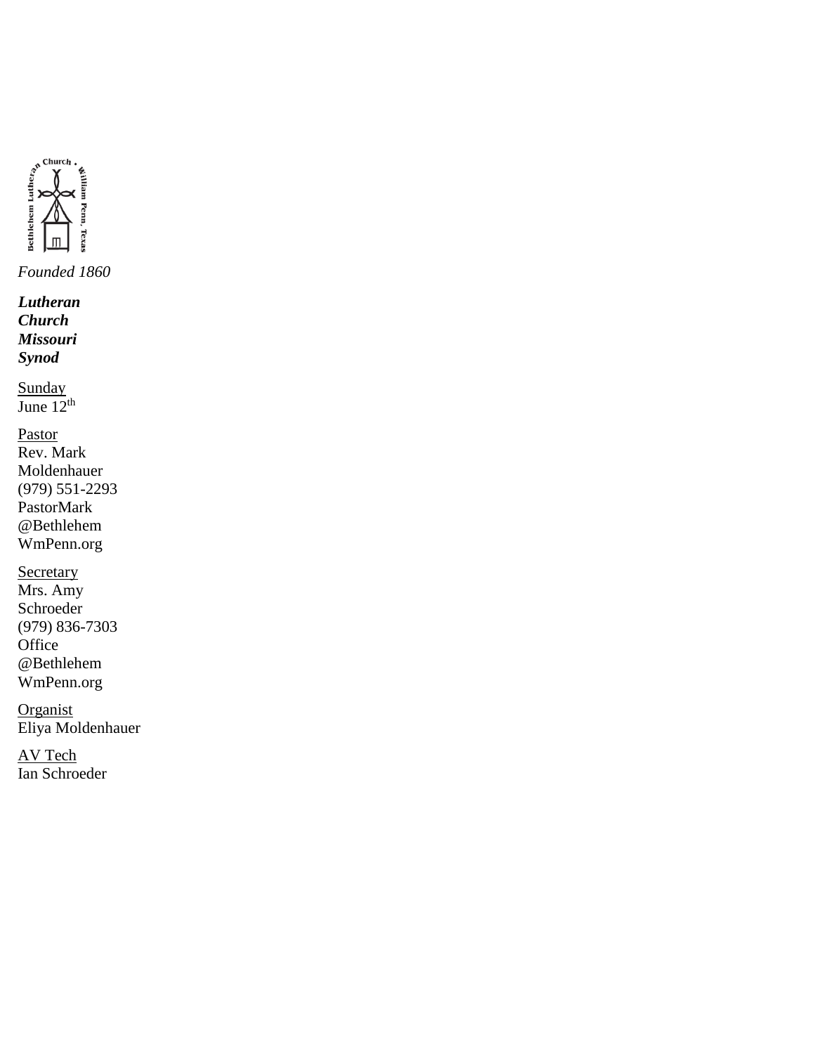Bethlehem Lutheran Church • William Penn, Texas

*Founded 1860*

***Lutheran Church Missouri Synod***

<u>Sunday</u>
June 12th

<u>Pastor</u>
Rev. Mark Moldenhauer
(979) 551-2293
PastorMark@BethlehemWmPenn.org

<u>Secretary</u>
Mrs. Amy Schroeder
(979) 836-7303
Office@BethlehemWmPenn.org

<u>Organist</u>
Eliya Moldenhauer

<u>AV Tech</u>
Ian Schroeder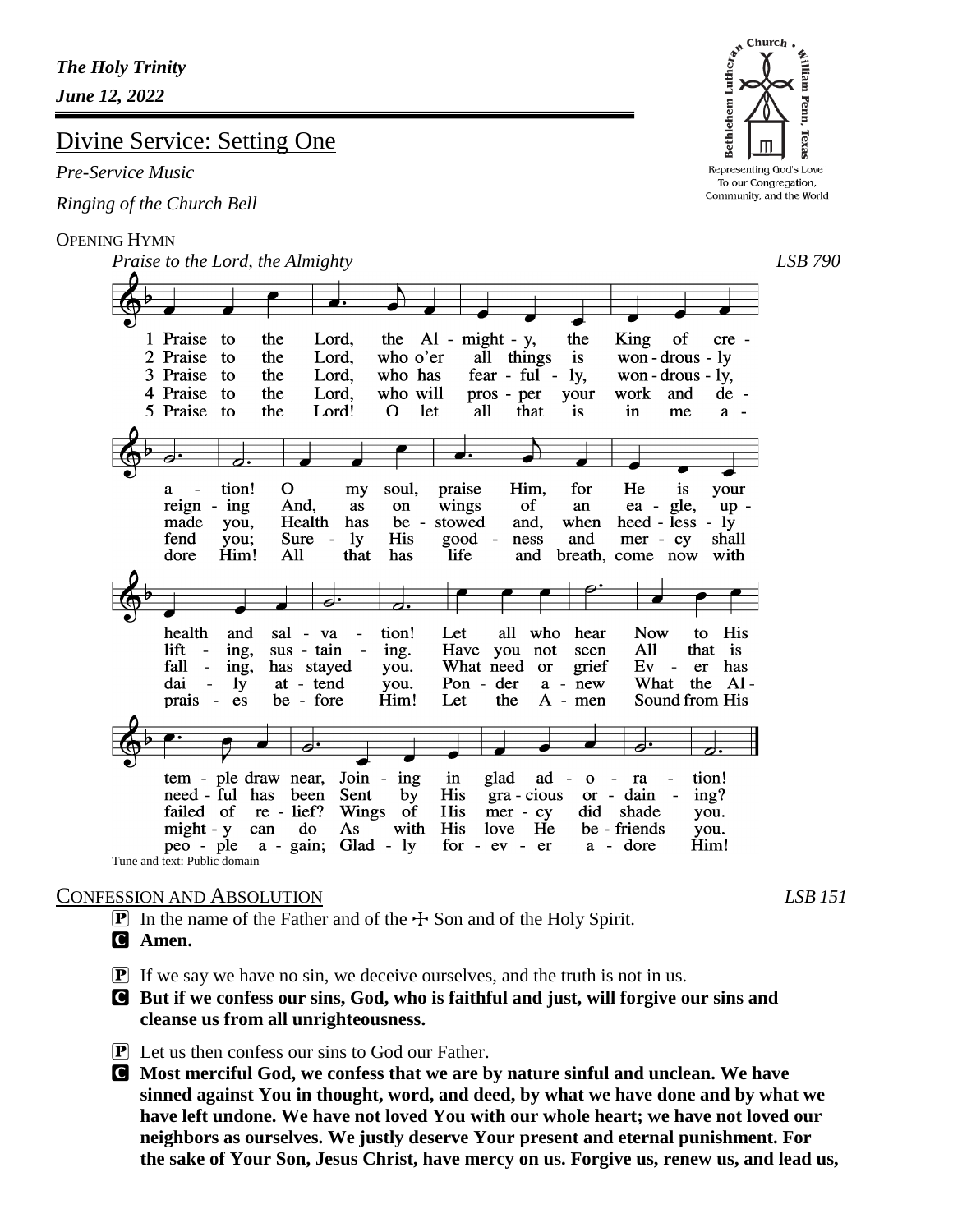***The Holy Trinity***
***June 12, 2022***

Bethlehem Lutheran Church • William Penn, Texas
Representing God's Love To our Congregation, Community, and the World

# Divine Service: Setting One

*Pre-Service Music*

*Ringing of the Church Bell*

OPENING HYMN

*Praise to the Lord, the Almighty* *LSB 790*

1 Praise to the Lord, the Almighty, the King of creation! O my soul, praise Him, for He is your health and salvation! Let all who hear Now to His temple draw near, Joining in glad adoration!

2 Praise to the Lord, who o'er all things is wondrously reigning And, as on wings of an eagle, uplifting, sustaining. Have you not seen All that is needful has been Sent by His gracious ordaining?

3 Praise to the Lord, who has fearfully, wondrously, made you, Health has bestowed and, when heedlessly falling, has stayed you. What need or grief Ever has failed of relief? Wings of His mercy did shade you.

4 Praise to the Lord, who will prosper your work and defend you; Surely His goodness and mercy shall daily attend you. Ponder anew What the Almighty can do As with His love He befriends you.

5 Praise to the Lord! O let all that is in me adore Him! All that has life and breath, come now with praises before Him! Let the Amen Sound from His people again; Gladly forever adore Him!

Tune and text: Public domain

CONFESSION AND ABSOLUTION *LSB 151*

P In the name of the Father and of the ☩ Son and of the Holy Spirit.
C **Amen.**

P If we say we have no sin, we deceive ourselves, and the truth is not in us.
C **But if we confess our sins, God, who is faithful and just, will forgive our sins and cleanse us from all unrighteousness.**

P Let us then confess our sins to God our Father.
C **Most merciful God, we confess that we are by nature sinful and unclean. We have sinned against You in thought, word, and deed, by what we have done and by what we have left undone. We have not loved You with our whole heart; we have not loved our neighbors as ourselves. We justly deserve Your present and eternal punishment. For the sake of Your Son, Jesus Christ, have mercy on us. Forgive us, renew us, and lead us,**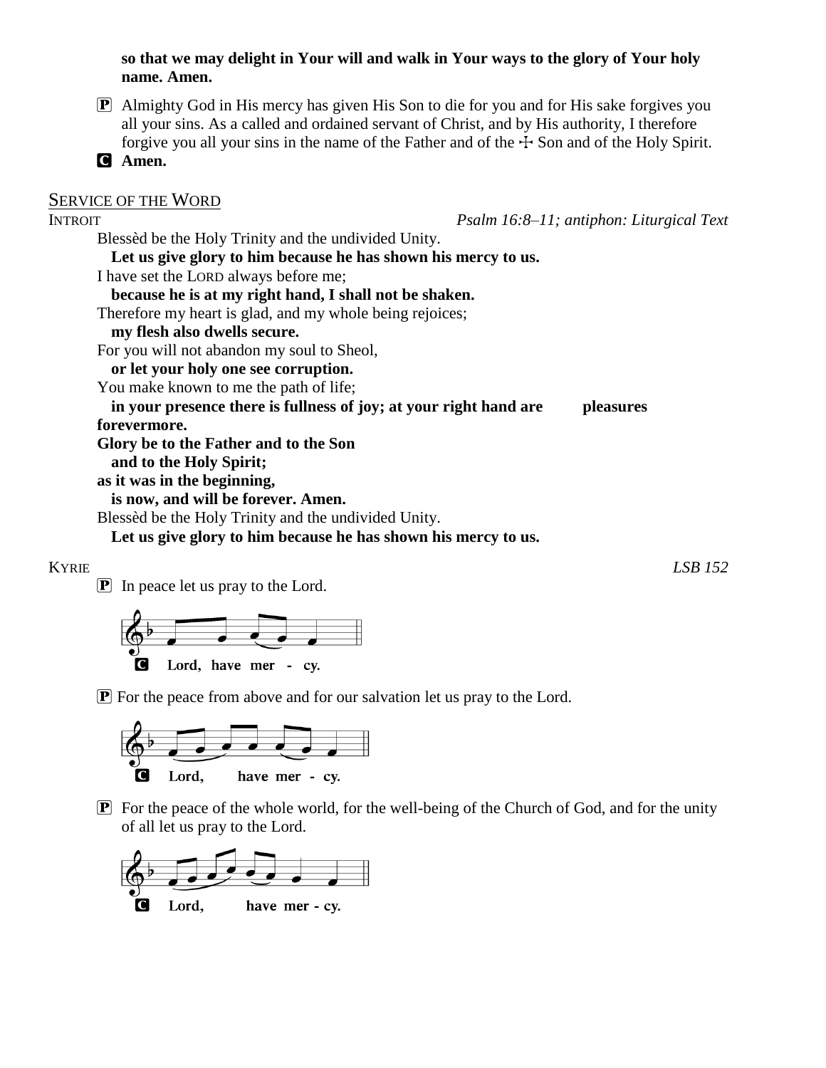**so that we may delight in Your will and walk in Your ways to the glory of Your holy name. Amen.**

P Almighty God in His mercy has given His Son to die for you and for His sake forgives you all your sins. As a called and ordained servant of Christ, and by His authority, I therefore forgive you all your sins in the name of the Father and of the ☩ Son and of the Holy Spirit.

C **Amen.**

## SERVICE OF THE WORD

INTROIT *Psalm 16:8–11; antiphon: Liturgical Text*

Blessèd be the Holy Trinity and the undivided Unity.
**Let us give glory to him because he has shown his mercy to us.**
I have set the LORD always before me;
**because he is at my right hand, I shall not be shaken.**
Therefore my heart is glad, and my whole being rejoices;
**my flesh also dwells secure.**
For you will not abandon my soul to Sheol,
**or let your holy one see corruption.**
You make known to me the path of life;
**in your presence there is fullness of joy; at your right hand are pleasures forevermore.**
**Glory be to the Father and to the Son**
**and to the Holy Spirit;**
**as it was in the beginning,**
**is now, and will be forever. Amen.**
Blessèd be the Holy Trinity and the undivided Unity.
**Let us give glory to him because he has shown his mercy to us.**

KYRIE *LSB 152*

P In peace let us pray to the Lord.

C **Lord, have mer - cy.**

P For the peace from above and for our salvation let us pray to the Lord.

C **Lord, have mer - cy.**

P For the peace of the whole world, for the well-being of the Church of God, and for the unity of all let us pray to the Lord.

C **Lord, have mer - cy.**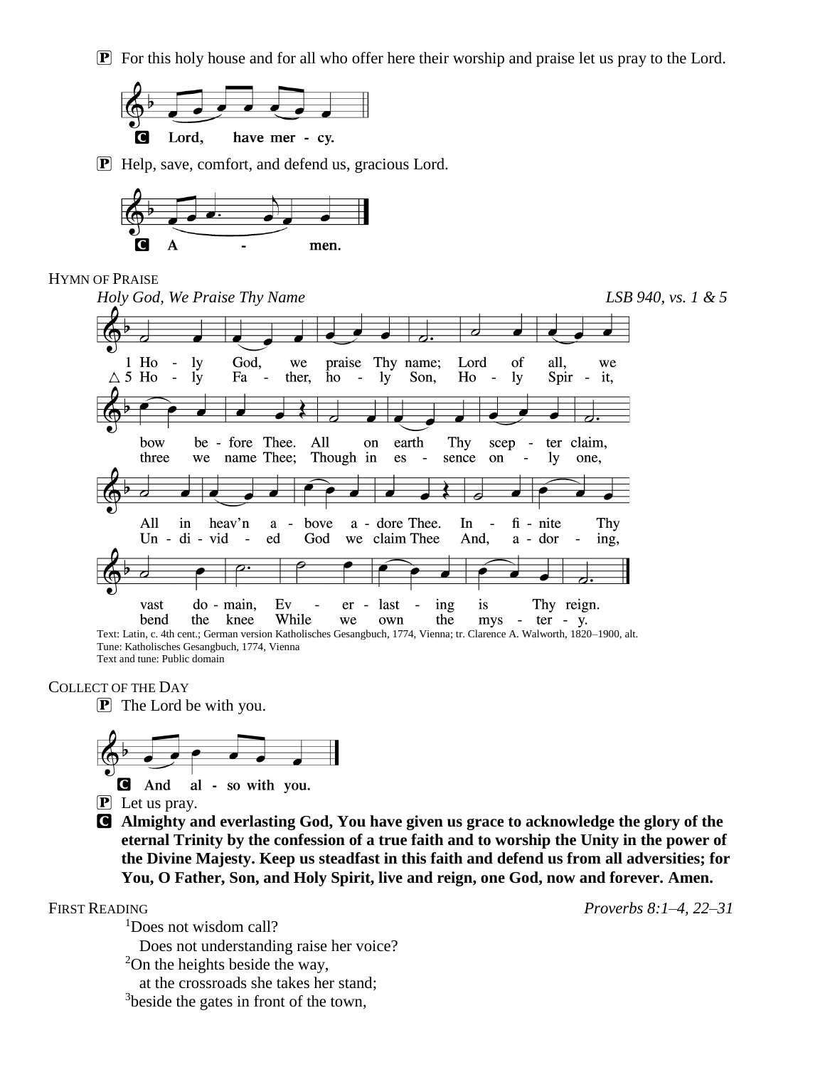**P** For this holy house and for all who offer here their worship and praise let us pray to the Lord.

**C** **Lord, have mer - cy.**

**P** Help, save, comfort, and defend us, gracious Lord.

**C** **A - men.**

HYMN OF PRAISE

*Holy God, We Praise Thy Name* *LSB 940, vs. 1 & 5*

1 Holy God, we praise Thy name;
Lord of all, we bow before Thee.
All on earth Thy scepter claim,
All in heav'n above adore Thee.
Infinite Thy vast domain,
Everlasting is Thy reign.

△ 5 Holy Father, holy Son,
Holy Spirit, three we name Thee;
Though in essence only one,
Undivided God we claim Thee
And, adoring, bend the knee
While we own the mystery.

Text: Latin, c. 4th cent.; German version Katholisches Gesangbuch, 1774, Vienna; tr. Clarence A. Walworth, 1820–1900, alt.
Tune: Katholisches Gesangbuch, 1774, Vienna
Text and tune: Public domain

COLLECT OF THE DAY

**P** The Lord be with you.

**C** **And al - so with you.**

**P** Let us pray.

**C** **Almighty and everlasting God, You have given us grace to acknowledge the glory of the eternal Trinity by the confession of a true faith and to worship the Unity in the power of the Divine Majesty. Keep us steadfast in this faith and defend us from all adversities; for You, O Father, Son, and Holy Spirit, live and reign, one God, now and forever. Amen.**

FIRST READING *Proverbs 8:1–4, 22–31*

[1]Does not wisdom call?
  Does not understanding raise her voice?
[2]On the heights beside the way,
  at the crossroads she takes her stand;
[3]beside the gates in front of the town,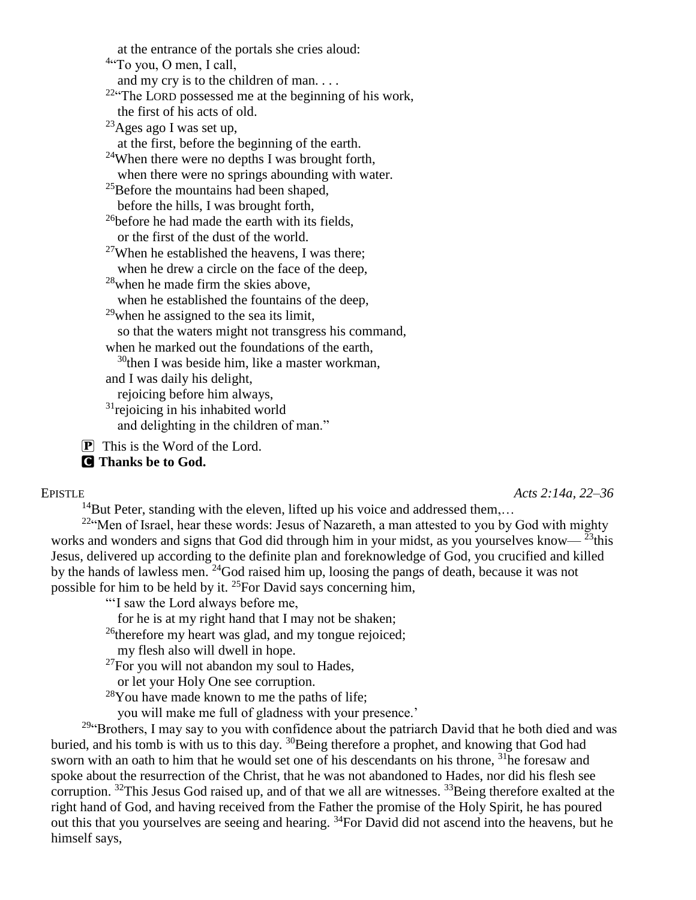at the entrance of the portals she cries aloud:  
[4]"To you, O men, I call,  
and my cry is to the children of man. . . .  
[22]"The LORD possessed me at the beginning of his work,  
the first of his acts of old.  
[23]Ages ago I was set up,  
at the first, before the beginning of the earth.  
[24]When there were no depths I was brought forth,  
when there were no springs abounding with water.  
[25]Before the mountains had been shaped,  
before the hills, I was brought forth,  
[26]before he had made the earth with its fields,  
or the first of the dust of the world.  
[27]When he established the heavens, I was there;  
when he drew a circle on the face of the deep,  
[28]when he made firm the skies above,  
when he established the fountains of the deep,  
[29]when he assigned to the sea its limit,  
so that the waters might not transgress his command,  
when he marked out the foundations of the earth,  
[30]then I was beside him, like a master workman,  
and I was daily his delight,  
rejoicing before him always,  
[31]rejoicing in his inhabited world  
and delighting in the children of man."

P This is the Word of the Lord.  
C **Thanks be to God.**

EPISTLE *Acts 2:14a, 22–36*

[14]But Peter, standing with the eleven, lifted up his voice and addressed them,…

[22]"Men of Israel, hear these words: Jesus of Nazareth, a man attested to you by God with mighty works and wonders and signs that God did through him in your midst, as you yourselves know— [23]this Jesus, delivered up according to the definite plan and foreknowledge of God, you crucified and killed by the hands of lawless men. [24]God raised him up, loosing the pangs of death, because it was not possible for him to be held by it. [25]For David says concerning him,

"'I saw the Lord always before me,  
for he is at my right hand that I may not be shaken;  
[26]therefore my heart was glad, and my tongue rejoiced;  
my flesh also will dwell in hope.  
[27]For you will not abandon my soul to Hades,  
or let your Holy One see corruption.  
[28]You have made known to me the paths of life;  
you will make me full of gladness with your presence.'

[29]"Brothers, I may say to you with confidence about the patriarch David that he both died and was buried, and his tomb is with us to this day. [30]Being therefore a prophet, and knowing that God had sworn with an oath to him that he would set one of his descendants on his throne, [31]he foresaw and spoke about the resurrection of the Christ, that he was not abandoned to Hades, nor did his flesh see corruption. [32]This Jesus God raised up, and of that we all are witnesses. [33]Being therefore exalted at the right hand of God, and having received from the Father the promise of the Holy Spirit, he has poured out this that you yourselves are seeing and hearing. [34]For David did not ascend into the heavens, but he himself says,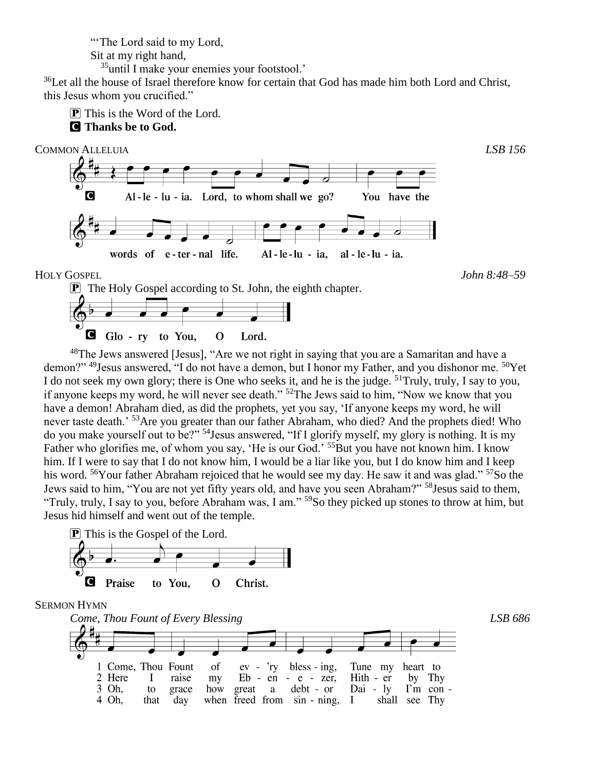"'The Lord said to my Lord,
Sit at my right hand,
[35]until I make your enemies your footstool.'

[36]Let all the house of Israel therefore know for certain that God has made him both Lord and Christ, this Jesus whom you crucified."

P This is the Word of the Lord.
**C Thanks be to God.**

COMMON ALLELUIA *LSB 156*

**C Al - le - lu - ia. Lord, to whom shall we go? You have the words of e - ter - nal life. Al - le - lu - ia, al - le - lu - ia.**

HOLY GOSPEL *John 8:48–59*

P The Holy Gospel according to St. John, the eighth chapter.

**C Glo - ry to You, O Lord.**

[48]The Jews answered [Jesus], "Are we not right in saying that you are a Samaritan and have a demon?" [49]Jesus answered, "I do not have a demon, but I honor my Father, and you dishonor me. [50]Yet I do not seek my own glory; there is One who seeks it, and he is the judge. [51]Truly, truly, I say to you, if anyone keeps my word, he will never see death." [52]The Jews said to him, "Now we know that you have a demon! Abraham died, as did the prophets, yet you say, 'If anyone keeps my word, he will never taste death.' [53]Are you greater than our father Abraham, who died? And the prophets died! Who do you make yourself out to be?" [54]Jesus answered, "If I glorify myself, my glory is nothing. It is my Father who glorifies me, of whom you say, 'He is our God.' [55]But you have not known him. I know him. If I were to say that I do not know him, I would be a liar like you, but I do know him and I keep his word. [56]Your father Abraham rejoiced that he would see my day. He saw it and was glad." [57]So the Jews said to him, "You are not yet fifty years old, and have you seen Abraham?" [58]Jesus said to them, "Truly, truly, I say to you, before Abraham was, I am." [59]So they picked up stones to throw at him, but Jesus hid himself and went out of the temple.

P This is the Gospel of the Lord.

**C Praise to You, O Christ.**

SERMON HYMN

*Come, Thou Fount of Every Blessing* *LSB 686*

1 Come, Thou Fount of ev - 'ry bless - ing, Tune my heart to
2 Here I raise my Eb - en - e - zer, Hith - er by Thy
3 Oh, to grace how great a debt - or Dai - ly I'm con -
4 Oh, that day when freed from sin - ning, I shall see Thy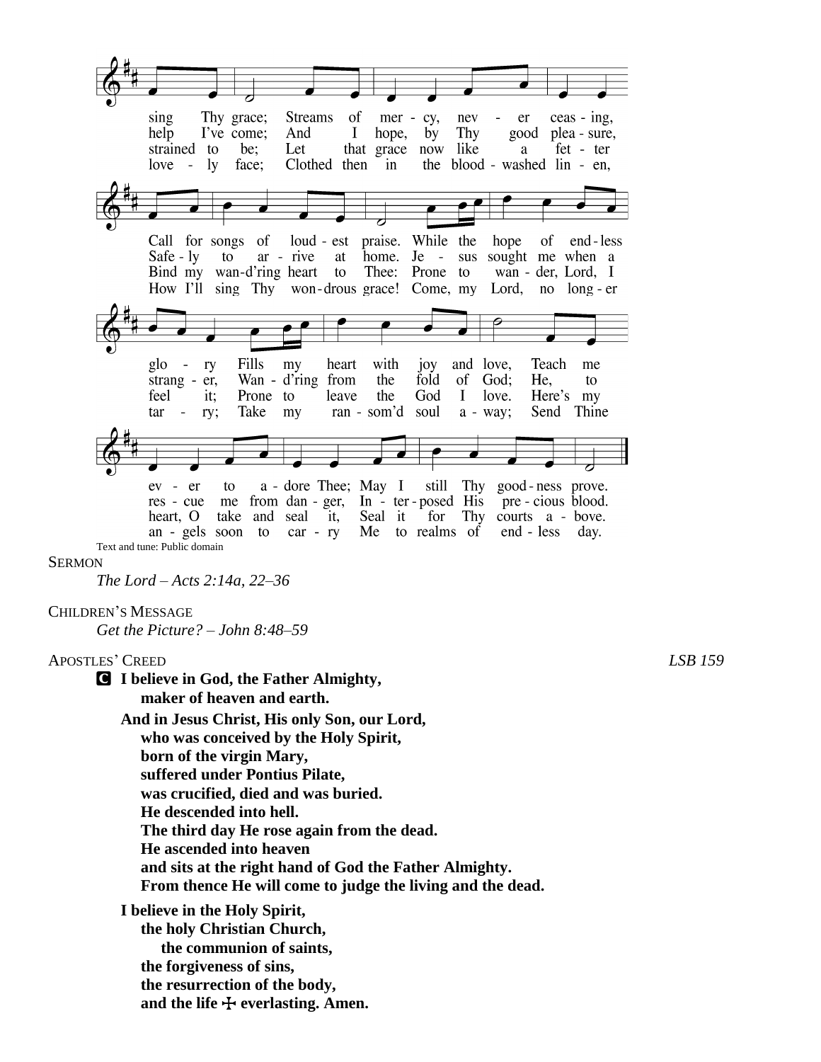sing Thy grace; Streams of mer - cy, nev - er ceas - ing,
help I've come; And I hope, by Thy good plea - sure,
strained to be; Let that grace now like a fet - ter
love - ly face; Clothed then in the blood - washed lin - en,

Call for songs of loud - est praise. While the hope of end - less
Safe - ly to ar - rive at home. Je - sus sought me when a
Bind my wan-d'ring heart to Thee: Prone to wan - der, Lord, I
How I'll sing Thy won - drous grace! Come, my Lord, no long - er

glo - ry Fills my heart with joy and love, Teach me
strang - er, Wan - d'ring from the fold of God; He, to
feel it; Prone to leave the God I love. Here's my
tar - ry; Take my ran - som'd soul a - way; Send Thine

ev - er to a - dore Thee; May I still Thy good - ness prove.
res - cue me from dan - ger, In - ter - posed His pre - cious blood.
heart, O take and seal it, Seal it for Thy courts a - bove.
an - gels soon to car - ry Me to realms of end - less day.

Text and tune: Public domain

SERMON

*The Lord – Acts 2:14a, 22–36*

CHILDREN'S MESSAGE

*Get the Picture? – John 8:48–59*

APOSTLES' CREED *LSB 159*

**C I believe in God, the Father Almighty,**
**maker of heaven and earth.**

**And in Jesus Christ, His only Son, our Lord,**
**who was conceived by the Holy Spirit,**
**born of the virgin Mary,**
**suffered under Pontius Pilate,**
**was crucified, died and was buried.**
**He descended into hell.**
**The third day He rose again from the dead.**
**He ascended into heaven**
**and sits at the right hand of God the Father Almighty.**
**From thence He will come to judge the living and the dead.**

**I believe in the Holy Spirit,**
**the holy Christian Church,**
**the communion of saints,**
**the forgiveness of sins,**
**the resurrection of the body,**
**and the life ☩ everlasting. Amen.**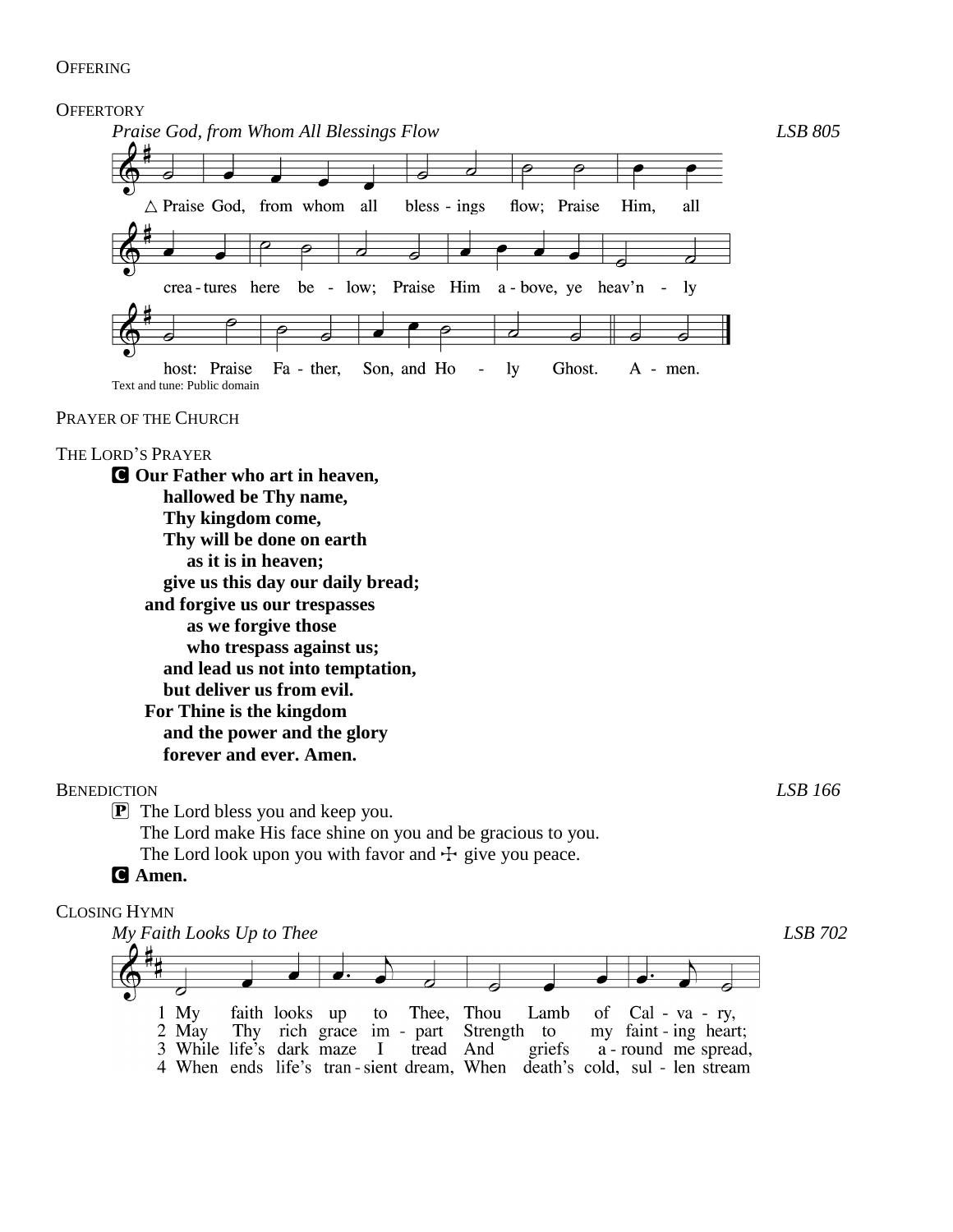OFFERING

OFFERTORY

*Praise God, from Whom All Blessings Flow* LSB 805

△ Praise God, from whom all bless - ings flow; Praise Him, all crea - tures here be - low; Praise Him a - bove, ye heav'n - ly host: Praise Fa - ther, Son, and Ho - ly Ghost. A - men.

Text and tune: Public domain

PRAYER OF THE CHURCH

THE LORD'S PRAYER

**C Our Father who art in heaven,**
**hallowed be Thy name,**
**Thy kingdom come,**
**Thy will be done on earth**
**as it is in heaven;**
**give us this day our daily bread;**
**and forgive us our trespasses**
**as we forgive those**
**who trespass against us;**
**and lead us not into temptation,**
**but deliver us from evil.**
**For Thine is the kingdom**
**and the power and the glory**
**forever and ever. Amen.**

BENEDICTION LSB 166

P The Lord bless you and keep you.
The Lord make His face shine on you and be gracious to you.
The Lord look upon you with favor and ☩ give you peace.

**C Amen.**

CLOSING HYMN

*My Faith Looks Up to Thee* LSB 702

1 My faith looks up to Thee, Thou Lamb of Cal - va - ry,
2 May Thy rich grace im - part Strength to my faint - ing heart;
3 While life's dark maze I tread And griefs a - round me spread,
4 When ends life's tran - sient dream, When death's cold, sul - len stream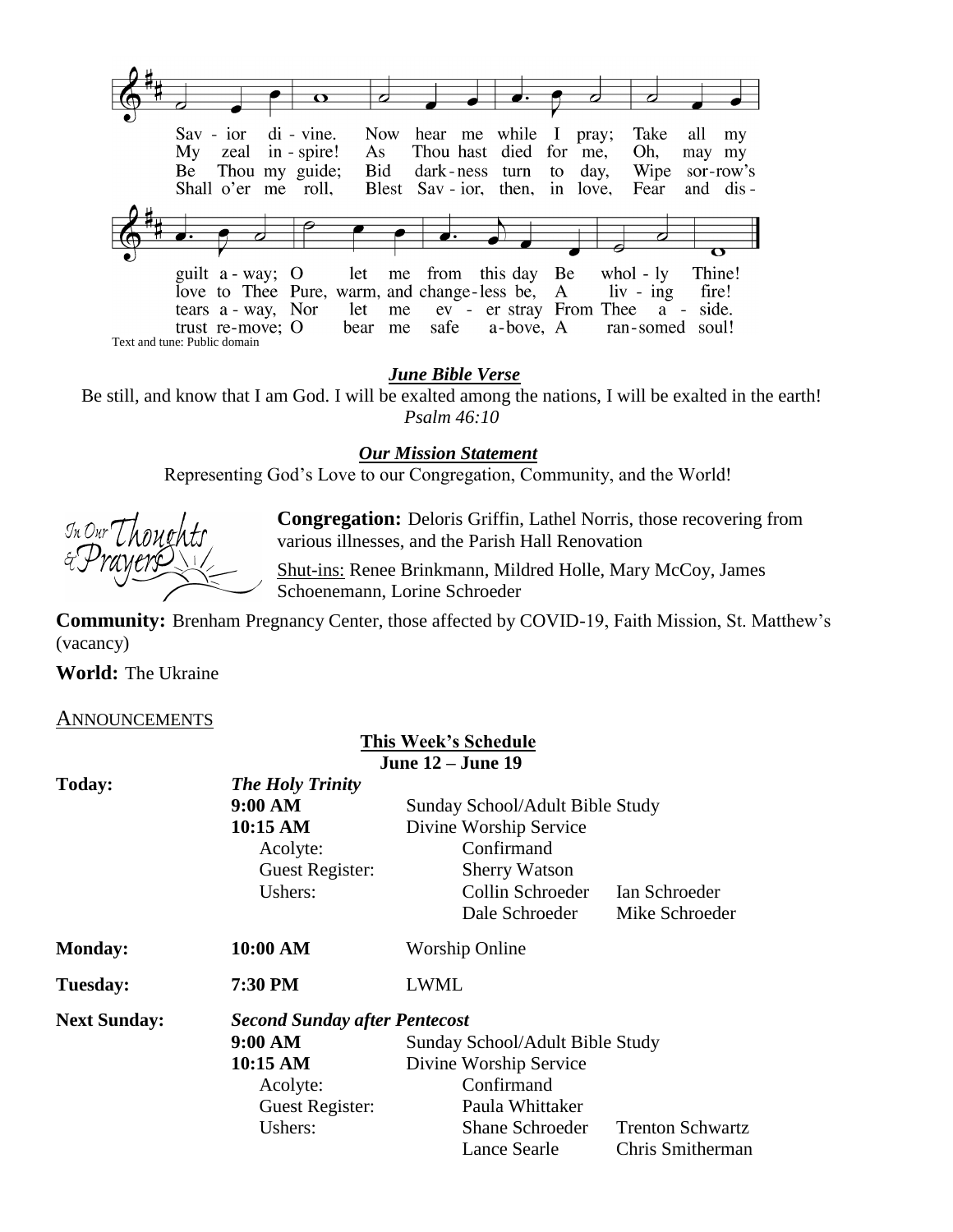Sav - ior di - vine. Now hear me while I pray; Take all my guilt a - way; O let me from this day Be whol - ly Thine!

My zeal in - spire! As Thou hast died for me, Oh, may my love to Thee Pure, warm, and change - less be, A liv - ing fire!

Be Thou my guide; Bid dark - ness turn to day, Wipe sor - row's tears a - way, Nor let me ev - er stray From Thee a - side.

Shall o'er me roll, Blest Sav - ior, then, in love, Fear and dis - trust re - move; O bear me safe a - bove, A ran - somed soul!

Text and tune: Public domain

***June Bible Verse***

Be still, and know that I am God. I will be exalted among the nations, I will be exalted in the earth!
*Psalm 46:10*

***Our Mission Statement***

Representing God's Love to our Congregation, Community, and the World!

In Our Thoughts & Prayers

**Congregation:** Deloris Griffin, Lathel Norris, those recovering from various illnesses, and the Parish Hall Renovation

Shut-ins: Renee Brinkmann, Mildred Holle, Mary McCoy, James Schoenemann, Lorine Schroeder

**Community:** Brenham Pregnancy Center, those affected by COVID-19, Faith Mission, St. Matthew's (vacancy)

**World:** The Ukraine

ANNOUNCEMENTS

**This Week's Schedule**
**June 12 – June 19**

| | | | |
|---|---|---|---|
| **Today:** | ***The Holy Trinity*** | | |
| | **9:00 AM** | Sunday School/Adult Bible Study | |
| | **10:15 AM** | Divine Worship Service | |
| | Acolyte: | Confirmand | |
| | Guest Register: | Sherry Watson | |
| | Ushers: | Collin Schroeder | Ian Schroeder |
| | | Dale Schroeder | Mike Schroeder |
| **Monday:** | **10:00 AM** | Worship Online | |
| **Tuesday:** | **7:30 PM** | LWML | |
| **Next Sunday:** | ***Second Sunday after Pentecost*** | | |
| | **9:00 AM** | Sunday School/Adult Bible Study | |
| | **10:15 AM** | Divine Worship Service | |
| | Acolyte: | Confirmand | |
| | Guest Register: | Paula Whittaker | |
| | Ushers: | Shane Schroeder | Trenton Schwartz |
| | | Lance Searle | Chris Smitherman |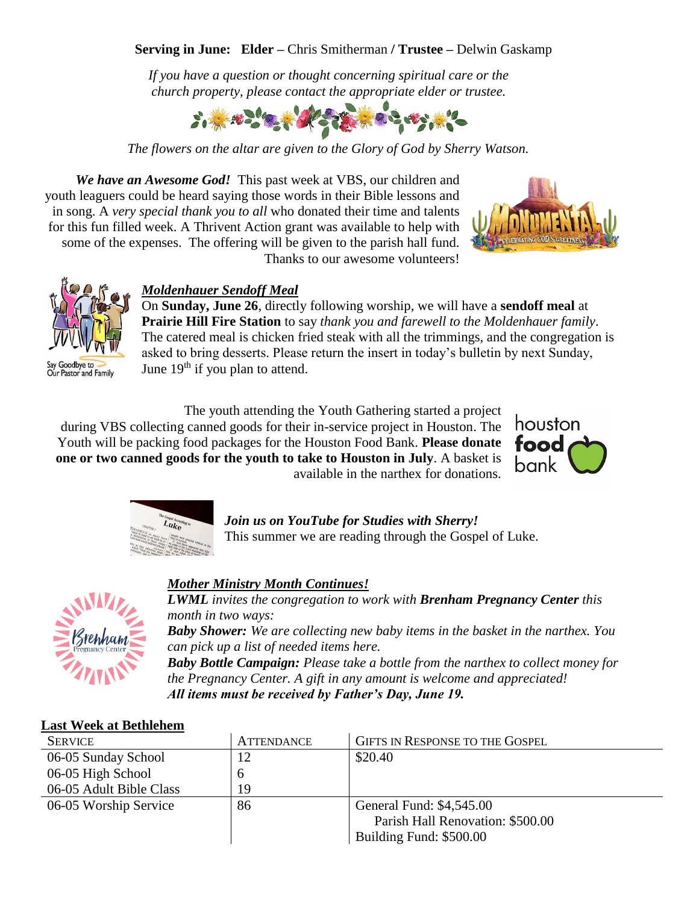**Serving in June: Elder** – Chris Smitherman / **Trustee** – Delwin Gaskamp

*If you have a question or thought concerning spiritual care or the church property, please contact the appropriate elder or trustee.*

*The flowers on the altar are given to the Glory of God by Sherry Watson.*

***We have an Awesome God!*** This past week at VBS, our children and youth leaguers could be heard saying those words in their Bible lessons and in song. A *very special thank you to all* who donated their time and talents for this fun filled week. A Thrivent Action grant was available to help with some of the expenses. The offering will be given to the parish hall fund. Thanks to our awesome volunteers!

***Moldenhauer Sendoff Meal***

On **Sunday, June 26**, directly following worship, we will have a **sendoff meal** at **Prairie Hill Fire Station** to say *thank you and farewell to the Moldenhauer family*. The catered meal is chicken fried steak with all the trimmings, and the congregation is asked to bring desserts. Please return the insert in today's bulletin by next Sunday, June 19th if you plan to attend.

Say Goodbye to Our Pastor and Family

The youth attending the Youth Gathering started a project during VBS collecting canned goods for their in-service project in Houston. The Youth will be packing food packages for the Houston Food Bank. **Please donate one or two canned goods for the youth to take to Houston in July**. A basket is available in the narthex for donations.

***Join us on YouTube for Studies with Sherry!***

This summer we are reading through the Gospel of Luke.

***Mother Ministry Month Continues!***

***LWML*** *invites the congregation to work with* ***Brenham Pregnancy Center*** *this month in two ways:*

***Baby Shower:*** *We are collecting new baby items in the basket in the narthex. You can pick up a list of needed items here.*

***Baby Bottle Campaign:*** *Please take a bottle from the narthex to collect money for the Pregnancy Center. A gift in any amount is welcome and appreciated!*

***All items must be received by Father's Day, June 19.***

**Last Week at Bethlehem**

| Service | Attendance | Gifts in Response to the Gospel |
|---|---|---|
| 06-05 Sunday School | 12 | $20.40 |
| 06-05 High School | 6 | |
| 06-05 Adult Bible Class | 19 | |
| 06-05 Worship Service | 86 | General Fund: $4,545.00<br>Parish Hall Renovation: $500.00<br>Building Fund: $500.00 |